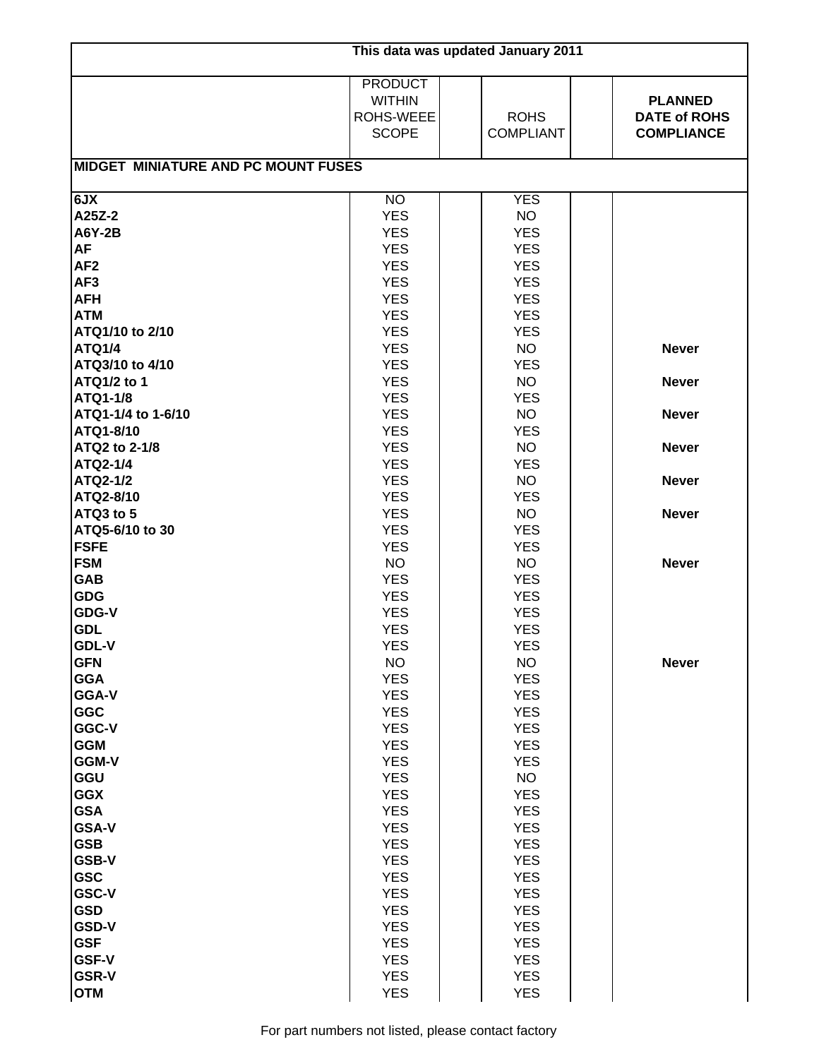| This data was updated January 2011 | | | | | |
|---|---|---|---|---|---|
| | PRODUCT WITHIN ROHS-WEEE SCOPE | | ROHS COMPLIANT | | **PLANNED DATE of ROHS COMPLIANCE** |
| **MIDGET MINIATURE AND PC MOUNT FUSES** | | | | | |
| **6JX** | NO | | YES | | |
| **A25Z-2** | YES | | NO | | |
| **A6Y-2B** | YES | | YES | | |
| **AF** | YES | | YES | | |
| **AF2** | YES | | YES | | |
| **AF3** | YES | | YES | | |
| **AFH** | YES | | YES | | |
| **ATM** | YES | | YES | | |
| **ATQ1/10 to 2/10** | YES | | YES | | |
| **ATQ1/4** | YES | | NO | | **Never** |
| **ATQ3/10 to 4/10** | YES | | YES | | |
| **ATQ1/2 to 1** | YES | | NO | | **Never** |
| **ATQ1-1/8** | YES | | YES | | |
| **ATQ1-1/4 to 1-6/10** | YES | | NO | | **Never** |
| **ATQ1-8/10** | YES | | YES | | |
| **ATQ2 to 2-1/8** | YES | | NO | | **Never** |
| **ATQ2-1/4** | YES | | YES | | |
| **ATQ2-1/2** | YES | | NO | | **Never** |
| **ATQ2-8/10** | YES | | YES | | |
| **ATQ3 to 5** | YES | | NO | | **Never** |
| **ATQ5-6/10 to 30** | YES | | YES | | |
| **FSFE** | YES | | YES | | |
| **FSM** | NO | | NO | | **Never** |
| **GAB** | YES | | YES | | |
| **GDG** | YES | | YES | | |
| **GDG-V** | YES | | YES | | |
| **GDL** | YES | | YES | | |
| **GDL-V** | YES | | YES | | |
| **GFN** | NO | | NO | | **Never** |
| **GGA** | YES | | YES | | |
| **GGA-V** | YES | | YES | | |
| **GGC** | YES | | YES | | |
| **GGC-V** | YES | | YES | | |
| **GGM** | YES | | YES | | |
| **GGM-V** | YES | | YES | | |
| **GGU** | YES | | NO | | |
| **GGX** | YES | | YES | | |
| **GSA** | YES | | YES | | |
| **GSA-V** | YES | | YES | | |
| **GSB** | YES | | YES | | |
| **GSB-V** | YES | | YES | | |
| **GSC** | YES | | YES | | |
| **GSC-V** | YES | | YES | | |
| **GSD** | YES | | YES | | |
| **GSD-V** | YES | | YES | | |
| **GSF** | YES | | YES | | |
| **GSF-V** | YES | | YES | | |
| **GSR-V** | YES | | YES | | |
| **OTM** | YES | | YES | | |

For part numbers not listed, please contact factory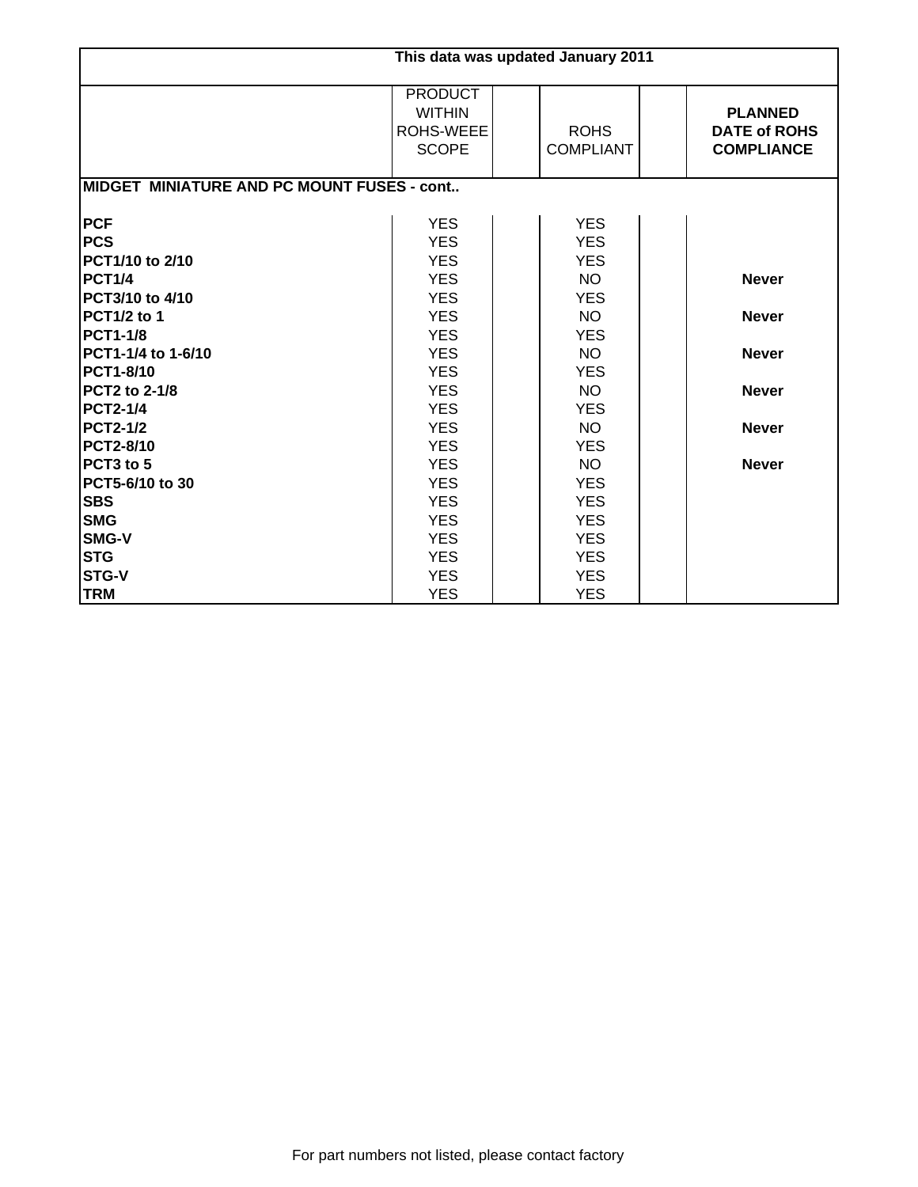| This data was updated January 2011 | | | | | |
|---|---|---|---|---|---|
| | PRODUCT WITHIN ROHS-WEEE SCOPE | | ROHS COMPLIANT | | **PLANNED DATE of ROHS COMPLIANCE** |
| **MIDGET MINIATURE AND PC MOUNT FUSES - cont..** | | | | | |
| **PCF** | YES | | YES | | |
| **PCS** | YES | | YES | | |
| **PCT1/10 to 2/10** | YES | | YES | | |
| **PCT1/4** | YES | | NO | | **Never** |
| **PCT3/10 to 4/10** | YES | | YES | | |
| **PCT1/2 to 1** | YES | | NO | | **Never** |
| **PCT1-1/8** | YES | | YES | | |
| **PCT1-1/4 to 1-6/10** | YES | | NO | | **Never** |
| **PCT1-8/10** | YES | | YES | | |
| **PCT2 to 2-1/8** | YES | | NO | | **Never** |
| **PCT2-1/4** | YES | | YES | | |
| **PCT2-1/2** | YES | | NO | | **Never** |
| **PCT2-8/10** | YES | | YES | | |
| **PCT3 to 5** | YES | | NO | | **Never** |
| **PCT5-6/10 to 30** | YES | | YES | | |
| **SBS** | YES | | YES | | |
| **SMG** | YES | | YES | | |
| **SMG-V** | YES | | YES | | |
| **STG** | YES | | YES | | |
| **STG-V** | YES | | YES | | |
| **TRM** | YES | | YES | | |

For part numbers not listed, please contact factory